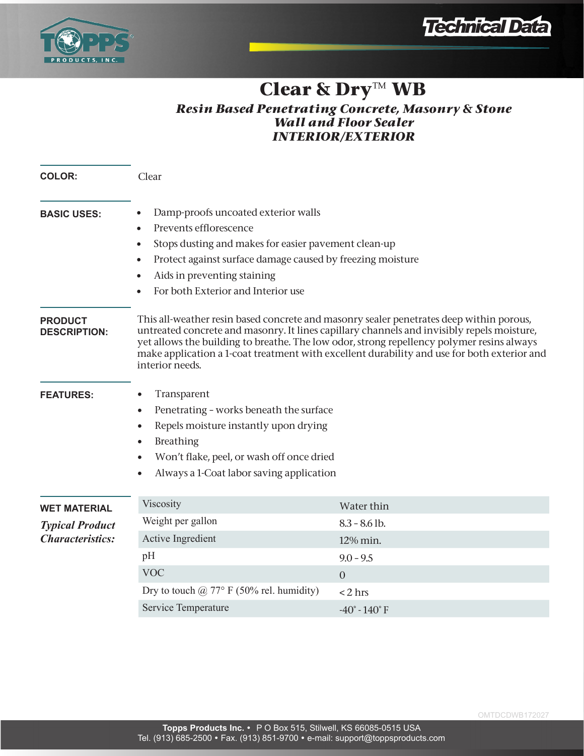Technical Data

# Clear & Dry™ WB

## *Resin Based Penetrating Concrete, Masonry & Stone Wall and Floor Sealer INTERIOR/EXTERIOR*

**COLOR:**

Clear

**BASIC USES:**

- Damp-proofs uncoated exterior walls
- Prevents efflorescence
- Stops dusting and makes for easier pavement clean-up
- Protect against surface damage caused by freezing moisture
- Aids in preventing staining
- For both Exterior and Interior use

**PRODUCT DESCRIPTION:**

This all-weather resin based concrete and masonry sealer penetrates deep within porous, untreated concrete and masonry. It lines capillary channels and invisibly repels moisture, yet allows the building to breathe. The low odor, strong repellency polymer resins always make application a 1-coat treatment with excellent durability and use for both exterior and interior needs.

**FEATURES:**

- Transparent
- Penetrating - works beneath the surface
- Repels moisture instantly upon drying
- Breathing
- Won't flake, peel, or wash off once dried
- Always a 1-Coat labor saving application

**WET MATERIAL**

***Typical Product Characteristics:***

| Property | Value |
| --- | --- |
| Viscosity | Water thin |
| Weight per gallon | 8.3 - 8.6 lb. |
| Active Ingredient | 12% min. |
| pH | 9.0 - 9.5 |
| VOC | 0 |
| Dry to touch @ 77° F (50% rel. humidity) | < 2 hrs |
| Service Temperature | -40° - 140° F |

OMTDCDWB172027

**Topps Products Inc.** • P O Box 515, Stilwell, KS 66085-0515 USA
Tel. (913) 685-2500 • Fax. (913) 851-9700 • e-mail: support@toppsproducts.com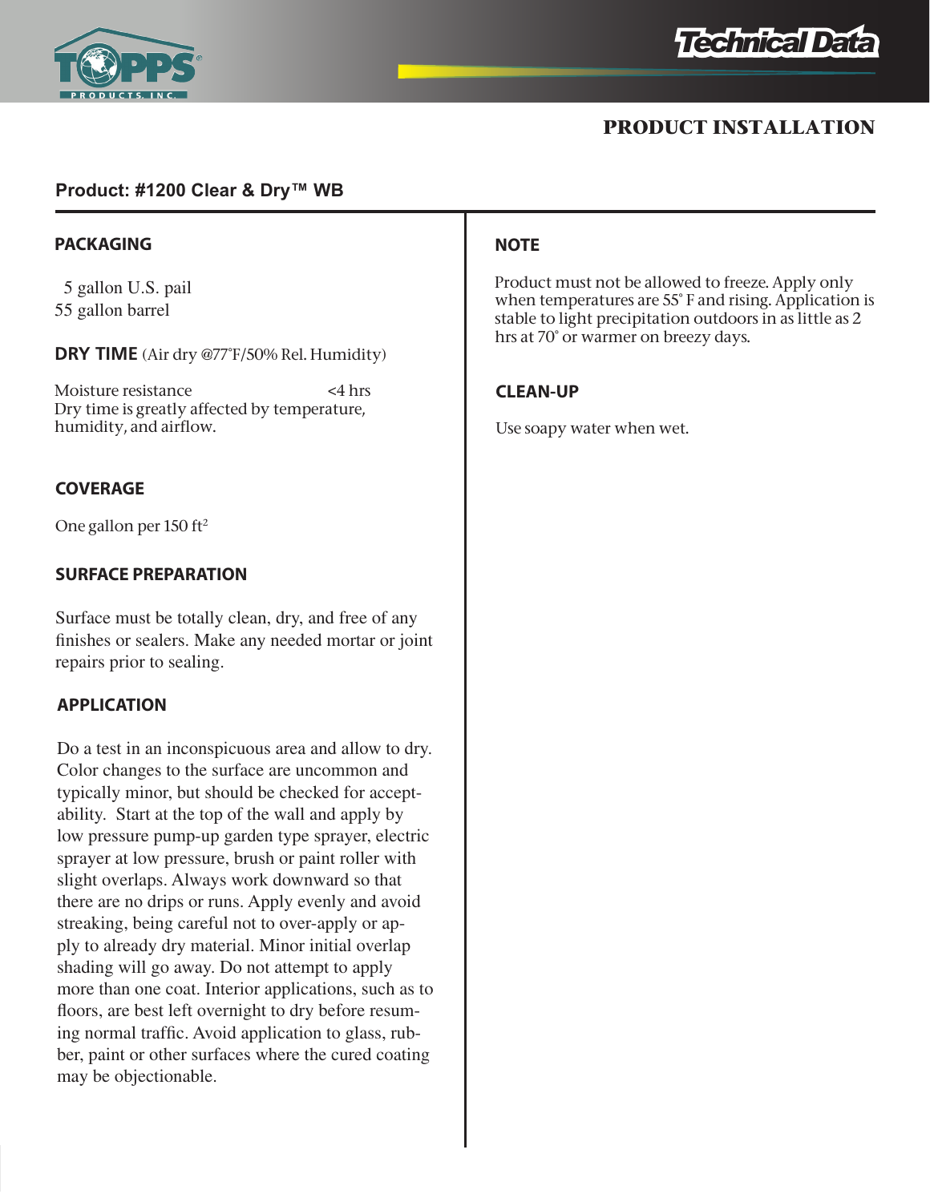# PRODUCT INSTALLATION

## Product: #1200 Clear & Dry™ WB

### PACKAGING

5 gallon U.S. pail
55 gallon barrel

### DRY TIME (Air dry @77˚F/50% Rel. Humidity)

Moisture resistance <4 hrs
Dry time is greatly affected by temperature, humidity, and airflow.

### COVERAGE

One gallon per 150 $ft^2$

### SURFACE PREPARATION

Surface must be totally clean, dry, and free of any finishes or sealers. Make any needed mortar or joint repairs prior to sealing.

### APPLICATION

Do a test in an inconspicuous area and allow to dry. Color changes to the surface are uncommon and typically minor, but should be checked for acceptability. Start at the top of the wall and apply by low pressure pump-up garden type sprayer, electric sprayer at low pressure, brush or paint roller with slight overlaps. Always work downward so that there are no drips or runs. Apply evenly and avoid streaking, being careful not to over-apply or apply to already dry material. Minor initial overlap shading will go away. Do not attempt to apply more than one coat. Interior applications, such as to floors, are best left overnight to dry before resuming normal traffic. Avoid application to glass, rubber, paint or other surfaces where the cured coating may be objectionable.

### NOTE

Product must not be allowed to freeze. Apply only when temperatures are 55˚ F and rising. Application is stable to light precipitation outdoors in as little as 2 hrs at 70˚ or warmer on breezy days.

### CLEAN-UP

Use soapy water when wet.